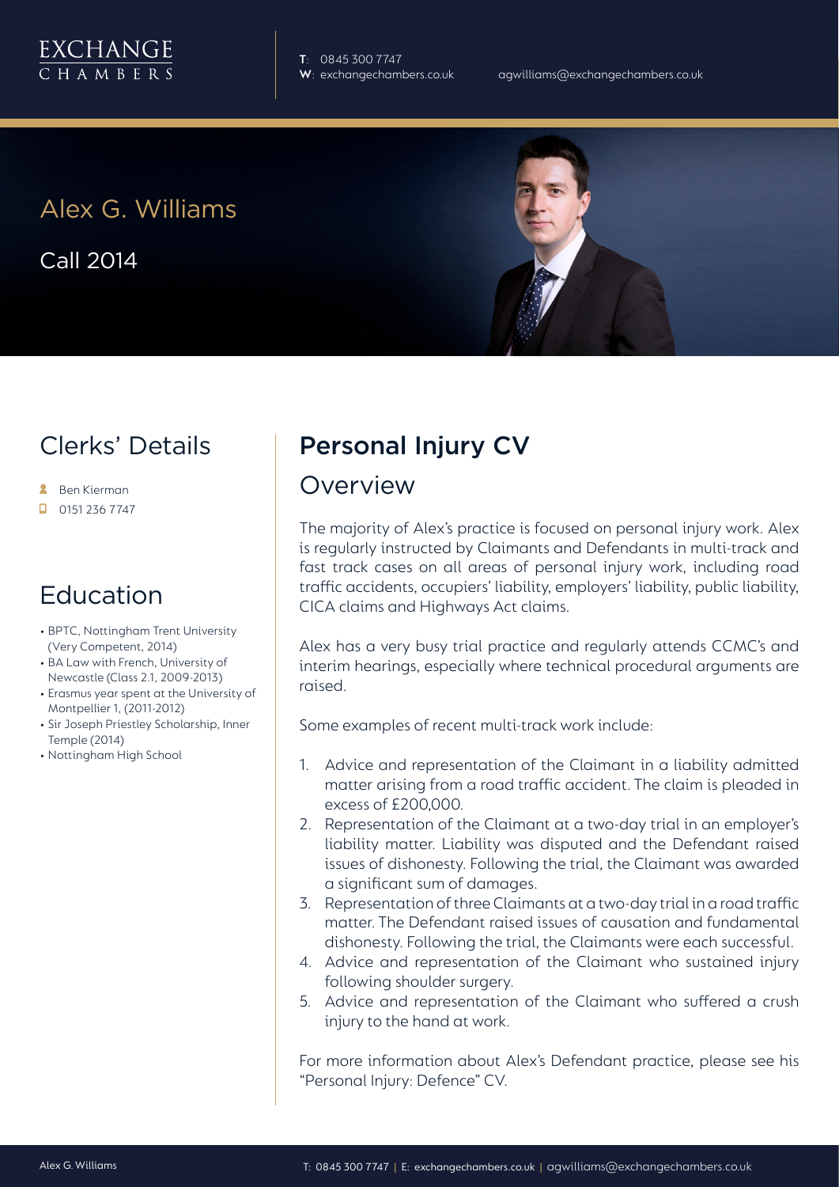EXCHANGE CHAMBERS

T: 0845 300 7747
W: exchangechambers.co.uk
agwilliams@exchangechambers.co.uk

# Alex G. Williams

Call 2014

## Clerks' Details

- Ben Kierman
- 0151 236 7747

## Education

- BPTC, Nottingham Trent University (Very Competent, 2014)
- BA Law with French, University of Newcastle (Class 2.1, 2009-2013)
- Erasmus year spent at the University of Montpellier 1, (2011-2012)
- Sir Joseph Priestley Scholarship, Inner Temple (2014)
- Nottingham High School

## Personal Injury CV

### Overview

The majority of Alex's practice is focused on personal injury work. Alex is regularly instructed by Claimants and Defendants in multi-track and fast track cases on all areas of personal injury work, including road traffic accidents, occupiers' liability, employers' liability, public liability, CICA claims and Highways Act claims.

Alex has a very busy trial practice and regularly attends CCMC's and interim hearings, especially where technical procedural arguments are raised.

Some examples of recent multi-track work include:

1. Advice and representation of the Claimant in a liability admitted matter arising from a road traffic accident. The claim is pleaded in excess of £200,000.
2. Representation of the Claimant at a two-day trial in an employer's liability matter. Liability was disputed and the Defendant raised issues of dishonesty. Following the trial, the Claimant was awarded a significant sum of damages.
3. Representation of three Claimants at a two-day trial in a road traffic matter. The Defendant raised issues of causation and fundamental dishonesty. Following the trial, the Claimants were each successful.
4. Advice and representation of the Claimant who sustained injury following shoulder surgery.
5. Advice and representation of the Claimant who suffered a crush injury to the hand at work.

For more information about Alex's Defendant practice, please see his "Personal Injury: Defence" CV.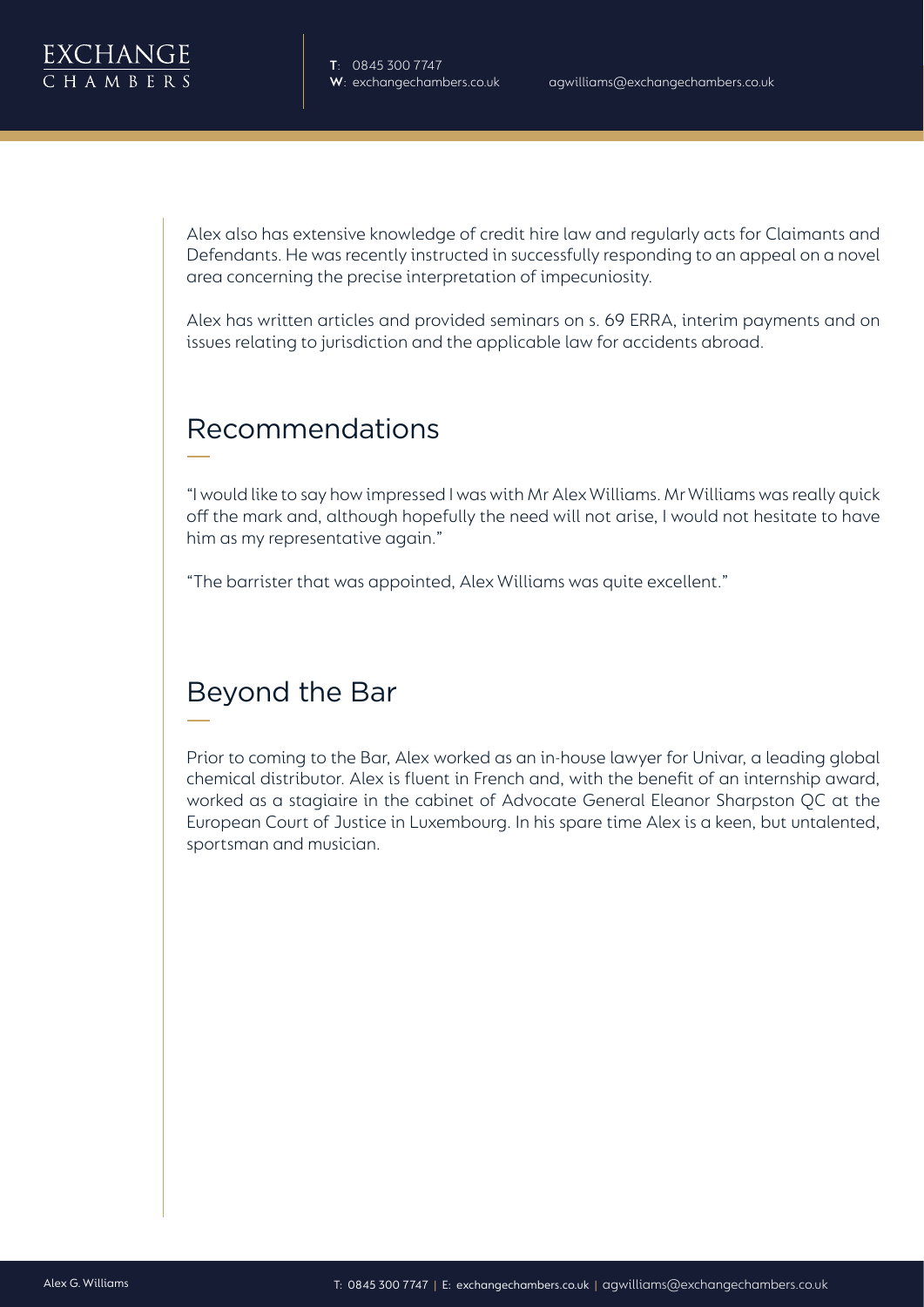Alex also has extensive knowledge of credit hire law and regularly acts for Claimants and Defendants. He was recently instructed in successfully responding to an appeal on a novel area concerning the precise interpretation of impecuniosity.

Alex has written articles and provided seminars on s. 69 ERRA, interim payments and on issues relating to jurisdiction and the applicable law for accidents abroad.

## Recommendations

"I would like to say how impressed I was with Mr Alex Williams. Mr Williams was really quick off the mark and, although hopefully the need will not arise, I would not hesitate to have him as my representative again."

"The barrister that was appointed, Alex Williams was quite excellent."

## Beyond the Bar

Prior to coming to the Bar, Alex worked as an in-house lawyer for Univar, a leading global chemical distributor. Alex is fluent in French and, with the benefit of an internship award, worked as a stagiaire in the cabinet of Advocate General Eleanor Sharpston QC at the European Court of Justice in Luxembourg. In his spare time Alex is a keen, but untalented, sportsman and musician.